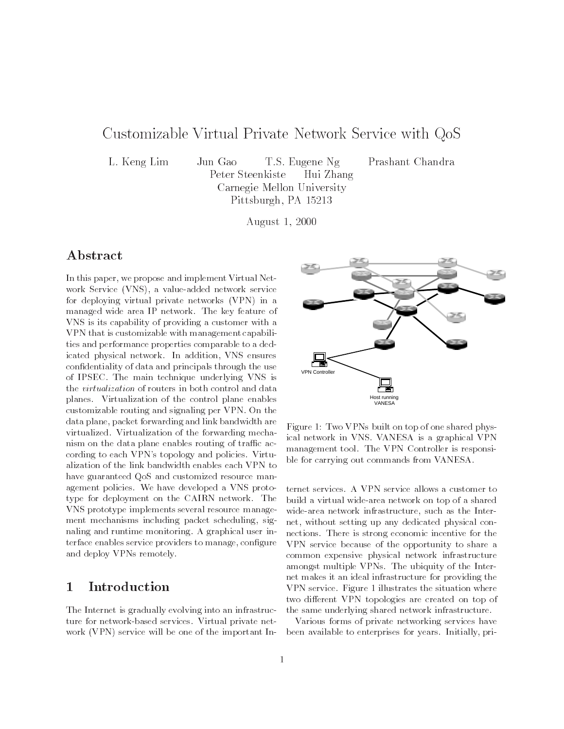# Customizable Virtual Private Network Service with QoS

L. Keng Lim Jun Gao T.S. Eugene Ng Prashant Chandra
Peter Steenkiste Hui Zhang
Carnegie Mellon University
Pittsburgh, PA 15213

August 1, 2000

## Abstract

In this paper, we propose and implement Virtual Network Service (VNS), a value-added network service for deploying virtual private networks (VPN) in a managed wide area IP network. The key feature of VNS is its capability of providing a customer with a VPN that is customizable with management capabilities and performance properties comparable to a dedicated physical network. In addition, VNS ensures confidentiality of data and principals through the use of IPSEC. The main technique underlying VNS is the *virtualization* of routers in both control and data planes. Virtualization of the control plane enables customizable routing and signaling per VPN. On the data plane, packet forwarding and link bandwidth are virtualized. Virtualization of the forwarding mechanism on the data plane enables routing of traffic according to each VPN's topology and policies. Virtualization of the link bandwidth enables each VPN to have guaranteed QoS and customized resource management policies. We have developed a VNS prototype for deployment on the CAIRN network. The VNS prototype implements several resource management mechanisms including packet scheduling, signaling and runtime monitoring. A graphical user interface enables service providers to manage, configure and deploy VPNs remotely.

VPN Controller

Host running VANESA

Figure 1: Two VPNs built on top of one shared physical network in VNS. VANESA is a graphical VPN management tool. The VPN Controller is responsible for carrying out commands from VANESA.

## 1 Introduction

The Internet is gradually evolving into an infrastructure for network-based services. Virtual private network (VPN) service will be one of the important Internet services. A VPN service allows a customer to build a virtual wide-area network on top of a shared wide-area network infrastructure, such as the Internet, without setting up any dedicated physical connections. There is strong economic incentive for the VPN service because of the opportunity to share a common expensive physical network infrastructure amongst multiple VPNs. The ubiquity of the Internet makes it an ideal infrastructure for providing the VPN service. Figure 1 illustrates the situation where two different VPN topologies are created on top of the same underlying shared network infrastructure.

Various forms of private networking services have been available to enterprises for years. Initially, pri-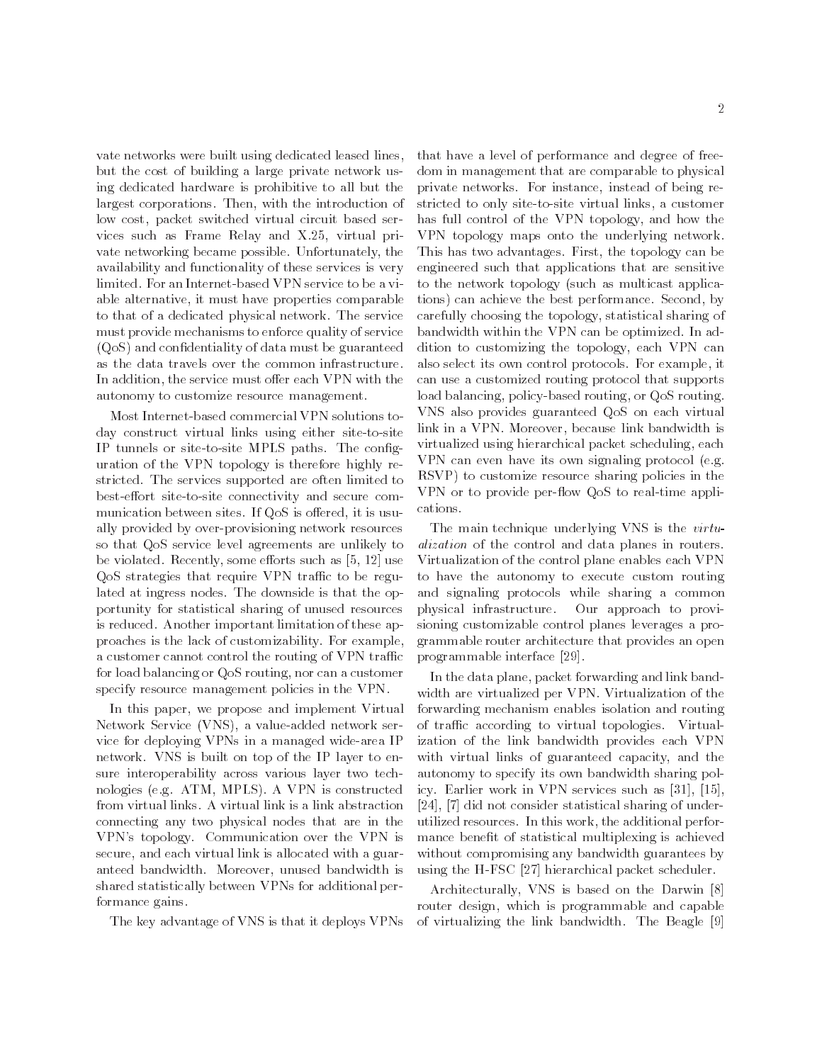vate networks were built using dedicated leased lines, but the cost of building a large private network using dedicated hardware is prohibitive to all but the largest corporations. Then, with the introduction of low cost, packet switched virtual circuit based services such as Frame Relay and X.25, virtual private networking became possible. Unfortunately, the availability and functionality of these services is very limited. For an Internet-based VPN service to be a viable alternative, it must have properties comparable to that of a dedicated physical network. The service must provide mechanisms to enforce quality of service (QoS) and confidentiality of data must be guaranteed as the data travels over the common infrastructure. In addition, the service must offer each VPN with the autonomy to customize resource management.

Most Internet-based commercial VPN solutions today construct virtual links using either site-to-site IP tunnels or site-to-site MPLS paths. The configuration of the VPN topology is therefore highly restricted. The services supported are often limited to best-effort site-to-site connectivity and secure communication between sites. If QoS is offered, it is usually provided by over-provisioning network resources so that QoS service level agreements are unlikely to be violated. Recently, some efforts such as [5, 12] use QoS strategies that require VPN traffic to be regulated at ingress nodes. The downside is that the opportunity for statistical sharing of unused resources is reduced. Another important limitation of these approaches is the lack of customizability. For example, a customer cannot control the routing of VPN traffic for load balancing or QoS routing, nor can a customer specify resource management policies in the VPN.

In this paper, we propose and implement Virtual Network Service (VNS), a value-added network service for deploying VPNs in a managed wide-area IP network. VNS is built on top of the IP layer to ensure interoperability across various layer two technologies (e.g. ATM, MPLS). A VPN is constructed from virtual links. A virtual link is a link abstraction connecting any two physical nodes that are in the VPN's topology. Communication over the VPN is secure, and each virtual link is allocated with a guaranteed bandwidth. Moreover, unused bandwidth is shared statistically between VPNs for additional performance gains.

The key advantage of VNS is that it deploys VPNs that have a level of performance and degree of freedom in management that are comparable to physical private networks. For instance, instead of being restricted to only site-to-site virtual links, a customer has full control of the VPN topology, and how the VPN topology maps onto the underlying network. This has two advantages. First, the topology can be engineered such that applications that are sensitive to the network topology (such as multicast applications) can achieve the best performance. Second, by carefully choosing the topology, statistical sharing of bandwidth within the VPN can be optimized. In addition to customizing the topology, each VPN can also select its own control protocols. For example, it can use a customized routing protocol that supports load balancing, policy-based routing, or QoS routing. VNS also provides guaranteed QoS on each virtual link in a VPN. Moreover, because link bandwidth is virtualized using hierarchical packet scheduling, each VPN can even have its own signaling protocol (e.g. RSVP) to customize resource sharing policies in the VPN or to provide per-flow QoS to real-time applications.

The main technique underlying VNS is the *virtualization* of the control and data planes in routers. Virtualization of the control plane enables each VPN to have the autonomy to execute custom routing and signaling protocols while sharing a common physical infrastructure. Our approach to provisioning customizable control planes leverages a programmable router architecture that provides an open programmable interface [29].

In the data plane, packet forwarding and link bandwidth are virtualized per VPN. Virtualization of the forwarding mechanism enables isolation and routing of traffic according to virtual topologies. Virtualization of the link bandwidth provides each VPN with virtual links of guaranteed capacity, and the autonomy to specify its own bandwidth sharing policy. Earlier work in VPN services such as [31], [15], [24], [7] did not consider statistical sharing of underutilized resources. In this work, the additional performance benefit of statistical multiplexing is achieved without compromising any bandwidth guarantees by using the H-FSC [27] hierarchical packet scheduler.

Architecturally, VNS is based on the Darwin [8] router design, which is programmable and capable of virtualizing the link bandwidth. The Beagle [9]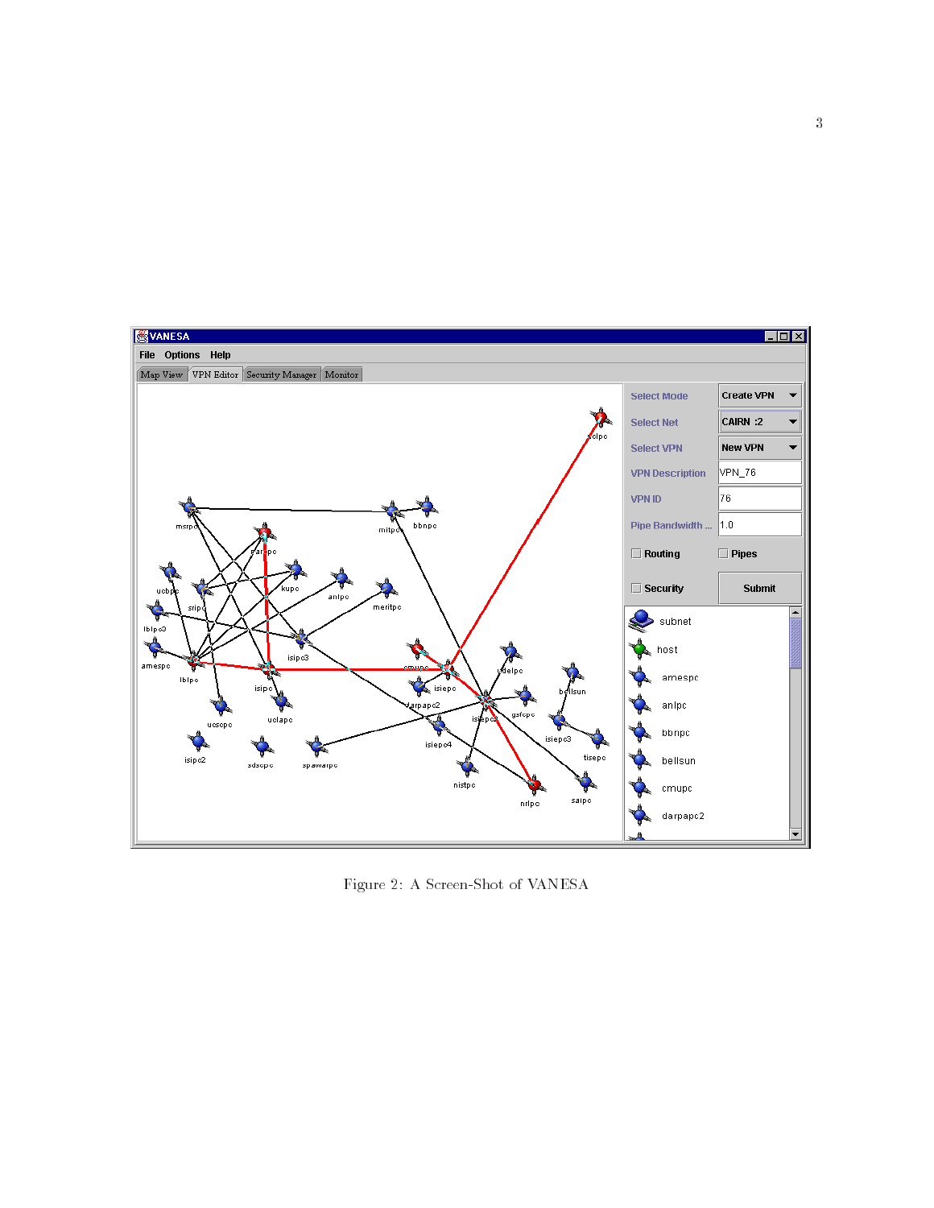Figure 2: A Screen-Shot of VANESA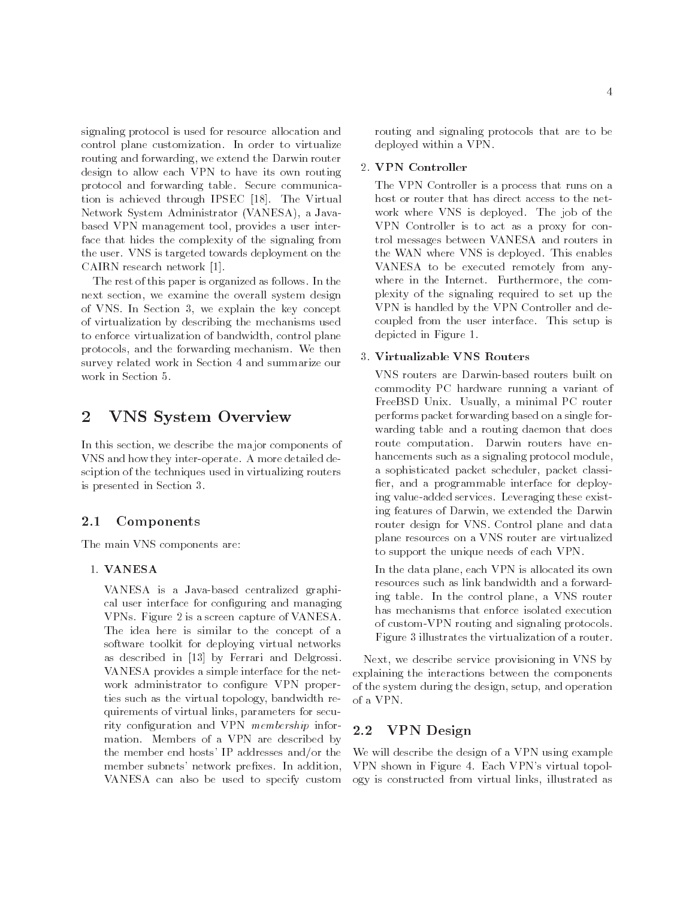signaling protocol is used for resource allocation and control plane customization. In order to virtualize routing and forwarding, we extend the Darwin router design to allow each VPN to have its own routing protocol and forwarding table. Secure communication is achieved through IPSEC [18]. The Virtual Network System Administrator (VANESA), a Java-based VPN management tool, provides a user interface that hides the complexity of the signaling from the user. VNS is targeted towards deployment on the CAIRN research network [1].

The rest of this paper is organized as follows. In the next section, we examine the overall system design of VNS. In Section 3, we explain the key concept of virtualization by describing the mechanisms used to enforce virtualization of bandwidth, control plane protocols, and the forwarding mechanism. We then survey related work in Section 4 and summarize our work in Section 5.

# 2 VNS System Overview

In this section, we describe the major components of VNS and how they inter-operate. A more detailed desciption of the techniques used in virtualizing routers is presented in Section 3.

## 2.1 Components

The main VNS components are:

1. **VANESA**

   VANESA is a Java-based centralized graphical user interface for configuring and managing VPNs. Figure 2 is a screen capture of VANESA. The idea here is similar to the concept of a software toolkit for deploying virtual networks as described in [13] by Ferrari and Delgrossi. VANESA provides a simple interface for the network administrator to configure VPN properties such as the virtual topology, bandwidth requirements of virtual links, parameters for security configuration and VPN *membership* information. Members of a VPN are described by the member end hosts' IP addresses and/or the member subnets' network prefixes. In addition, VANESA can also be used to specify custom routing and signaling protocols that are to be deployed within a VPN.

2. **VPN Controller**

   The VPN Controller is a process that runs on a host or router that has direct access to the network where VNS is deployed. The job of the VPN Controller is to act as a proxy for control messages between VANESA and routers in the WAN where VNS is deployed. This enables VANESA to be executed remotely from anywhere in the Internet. Furthermore, the complexity of the signaling required to set up the VPN is handled by the VPN Controller and decoupled from the user interface. This setup is depicted in Figure 1.

3. **Virtualizable VNS Routers**

   VNS routers are Darwin-based routers built on commodity PC hardware running a variant of FreeBSD Unix. Usually, a minimal PC router performs packet forwarding based on a single forwarding table and a routing daemon that does route computation. Darwin routers have enhancements such as a signaling protocol module, a sophisticated packet scheduler, packet classifier, and a programmable interface for deploying value-added services. Leveraging these existing features of Darwin, we extended the Darwin router design for VNS. Control plane and data plane resources on a VNS router are virtualized to support the unique needs of each VPN.

   In the data plane, each VPN is allocated its own resources such as link bandwidth and a forwarding table. In the control plane, a VNS router has mechanisms that enforce isolated execution of custom-VPN routing and signaling protocols. Figure 3 illustrates the virtualization of a router.

Next, we describe service provisioning in VNS by explaining the interactions between the components of the system during the design, setup, and operation of a VPN.

## 2.2 VPN Design

We will describe the design of a VPN using example VPN shown in Figure 4. Each VPN's virtual topology is constructed from virtual links, illustrated as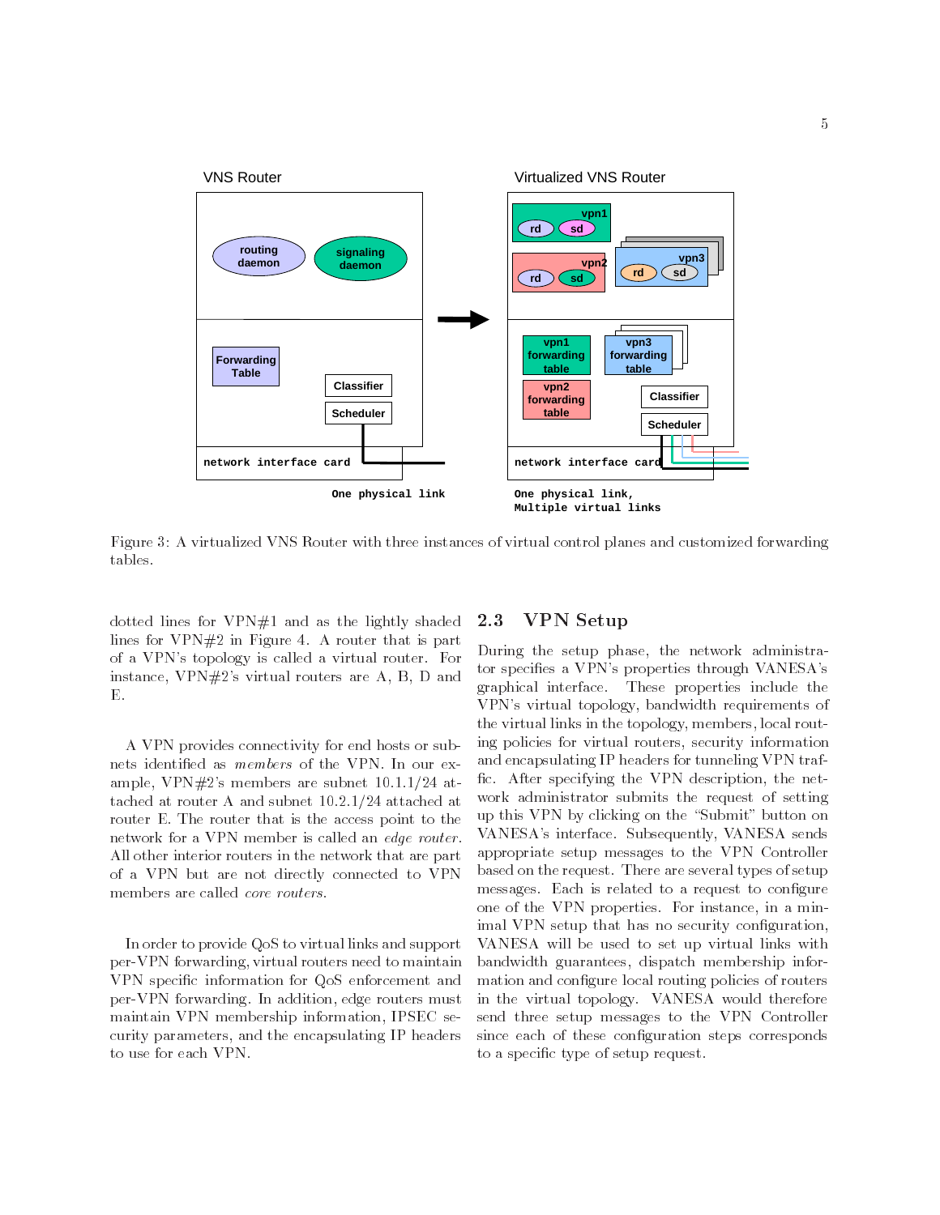Figure 3: A virtualized VNS Router with three instances of virtual control planes and customized forwarding tables.

dotted lines for VPN#1 and as the lightly shaded lines for VPN#2 in Figure 4. A router that is part of a VPN's topology is called a virtual router. For instance, VPN#2's virtual routers are A, B, D and E.

A VPN provides connectivity for end hosts or subnets identified as *members* of the VPN. In our example, VPN#2's members are subnet 10.1.1/24 attached at router A and subnet 10.2.1/24 attached at router E. The router that is the access point to the network for a VPN member is called an *edge router*. All other interior routers in the network that are part of a VPN but are not directly connected to VPN members are called *core routers*.

In order to provide QoS to virtual links and support per-VPN forwarding, virtual routers need to maintain VPN specific information for QoS enforcement and per-VPN forwarding. In addition, edge routers must maintain VPN membership information, IPSEC security parameters, and the encapsulating IP headers to use for each VPN.

## 2.3 VPN Setup

During the setup phase, the network administrator specifies a VPN's properties through VANESA's graphical interface. These properties include the VPN's virtual topology, bandwidth requirements of the virtual links in the topology, members, local routing policies for virtual routers, security information and encapsulating IP headers for tunneling VPN traffic. After specifying the VPN description, the network administrator submits the request of setting up this VPN by clicking on the "Submit" button on VANESA's interface. Subsequently, VANESA sends appropriate setup messages to the VPN Controller based on the request. There are several types of setup messages. Each is related to a request to configure one of the VPN properties. For instance, in a minimal VPN setup that has no security configuration, VANESA will be used to set up virtual links with bandwidth guarantees, dispatch membership information and configure local routing policies of routers in the virtual topology. VANESA would therefore send three setup messages to the VPN Controller since each of these configuration steps corresponds to a specific type of setup request.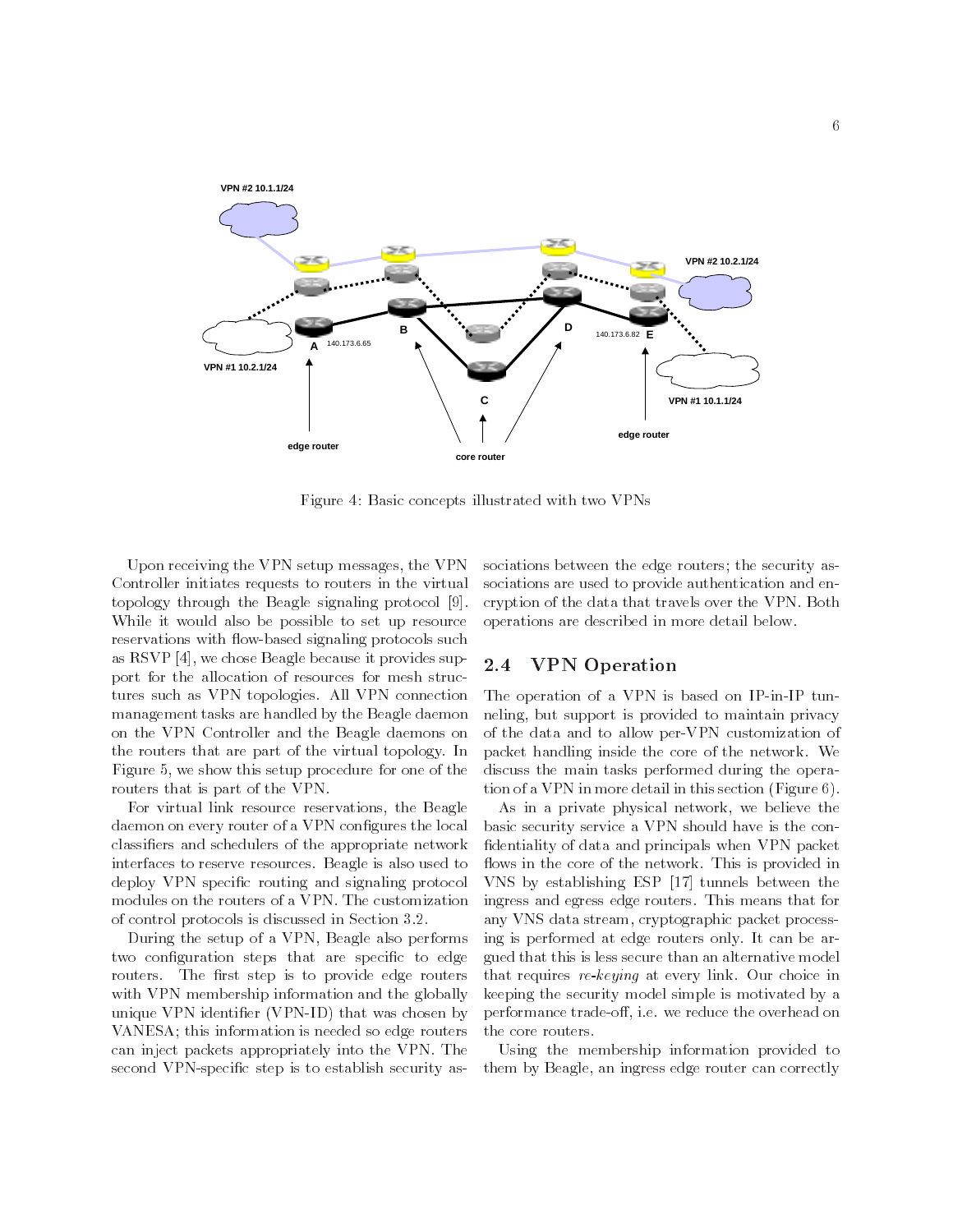Figure 4: Basic concepts illustrated with two VPNs

Upon receiving the VPN setup messages, the VPN Controller initiates requests to routers in the virtual topology through the Beagle signaling protocol [9]. While it would also be possible to set up resource reservations with flow-based signaling protocols such as RSVP [4], we chose Beagle because it provides support for the allocation of resources for mesh structures such as VPN topologies. All VPN connection management tasks are handled by the Beagle daemon on the VPN Controller and the Beagle daemons on the routers that are part of the virtual topology. In Figure 5, we show this setup procedure for one of the routers that is part of the VPN.

For virtual link resource reservations, the Beagle daemon on every router of a VPN configures the local classifiers and schedulers of the appropriate network interfaces to reserve resources. Beagle is also used to deploy VPN specific routing and signaling protocol modules on the routers of a VPN. The customization of control protocols is discussed in Section 3.2.

During the setup of a VPN, Beagle also performs two configuration steps that are specific to edge routers. The first step is to provide edge routers with VPN membership information and the globally unique VPN identifier (VPN-ID) that was chosen by VANESA; this information is needed so edge routers can inject packets appropriately into the VPN. The second VPN-specific step is to establish security associations between the edge routers; the security associations are used to provide authentication and encryption of the data that travels over the VPN. Both operations are described in more detail below.

## 2.4 VPN Operation

The operation of a VPN is based on IP-in-IP tunneling, but support is provided to maintain privacy of the data and to allow per-VPN customization of packet handling inside the core of the network. We discuss the main tasks performed during the operation of a VPN in more detail in this section (Figure 6).

As in a private physical network, we believe the basic security service a VPN should have is the confidentiality of data and principals when VPN packet flows in the core of the network. This is provided in VNS by establishing ESP [17] tunnels between the ingress and egress edge routers. This means that for any VNS data stream, cryptographic packet processing is performed at edge routers only. It can be argued that this is less secure than an alternative model that requires *re-keying* at every link. Our choice in keeping the security model simple is motivated by a performance trade-off, i.e. we reduce the overhead on the core routers.

Using the membership information provided to them by Beagle, an ingress edge router can correctly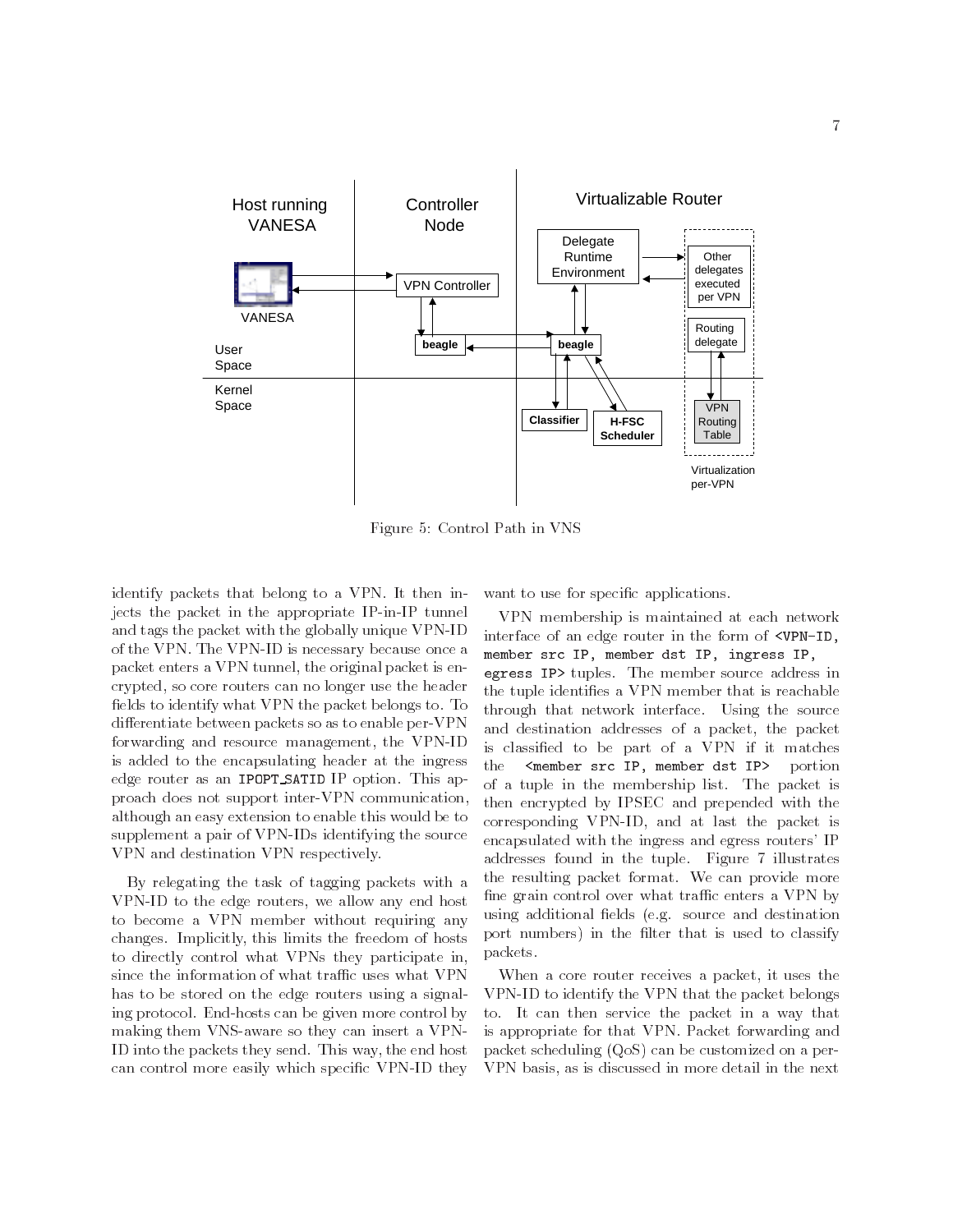Figure 5: Control Path in VNS

identify packets that belong to a VPN. It then injects the packet in the appropriate IP-in-IP tunnel and tags the packet with the globally unique VPN-ID of the VPN. The VPN-ID is necessary because once a packet enters a VPN tunnel, the original packet is encrypted, so core routers can no longer use the header fields to identify what VPN the packet belongs to. To differentiate between packets so as to enable per-VPN forwarding and resource management, the VPN-ID is added to the encapsulating header at the ingress edge router as an `IPOPT_SATID` IP option. This approach does not support inter-VPN communication, although an easy extension to enable this would be to supplement a pair of VPN-IDs identifying the source VPN and destination VPN respectively.

By relegating the task of tagging packets with a VPN-ID to the edge routers, we allow any end host to become a VPN member without requiring any changes. Implicitly, this limits the freedom of hosts to directly control what VPNs they participate in, since the information of what traffic uses what VPN has to be stored on the edge routers using a signaling protocol. End-hosts can be given more control by making them VNS-aware so they can insert a VPN-ID into the packets they send. This way, the end host can control more easily which specific VPN-ID they want to use for specific applications.

VPN membership is maintained at each network interface of an edge router in the form of `<VPN-ID, member src IP, member dst IP, ingress IP, egress IP>` tuples. The member source address in the tuple identifies a VPN member that is reachable through that network interface. Using the source and destination addresses of a packet, the packet is classified to be part of a VPN if it matches the `<member src IP, member dst IP>` portion of a tuple in the membership list. The packet is then encrypted by IPSEC and prepended with the corresponding VPN-ID, and at last the packet is encapsulated with the ingress and egress routers' IP addresses found in the tuple. Figure 7 illustrates the resulting packet format. We can provide more fine grain control over what traffic enters a VPN by using additional fields (e.g. source and destination port numbers) in the filter that is used to classify packets.

When a core router receives a packet, it uses the VPN-ID to identify the VPN that the packet belongs to. It can then service the packet in a way that is appropriate for that VPN. Packet forwarding and packet scheduling (QoS) can be customized on a per-VPN basis, as is discussed in more detail in the next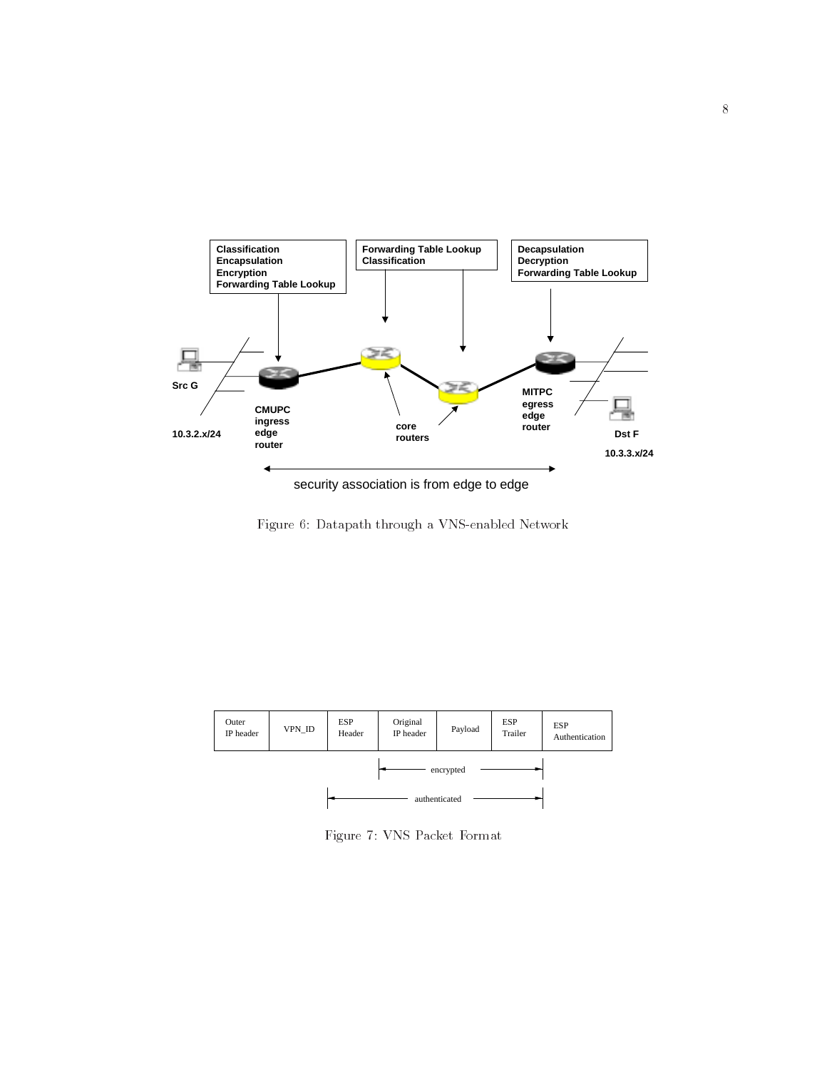Figure 6: Datapath through a VNS-enabled Network

Figure 7: VNS Packet Format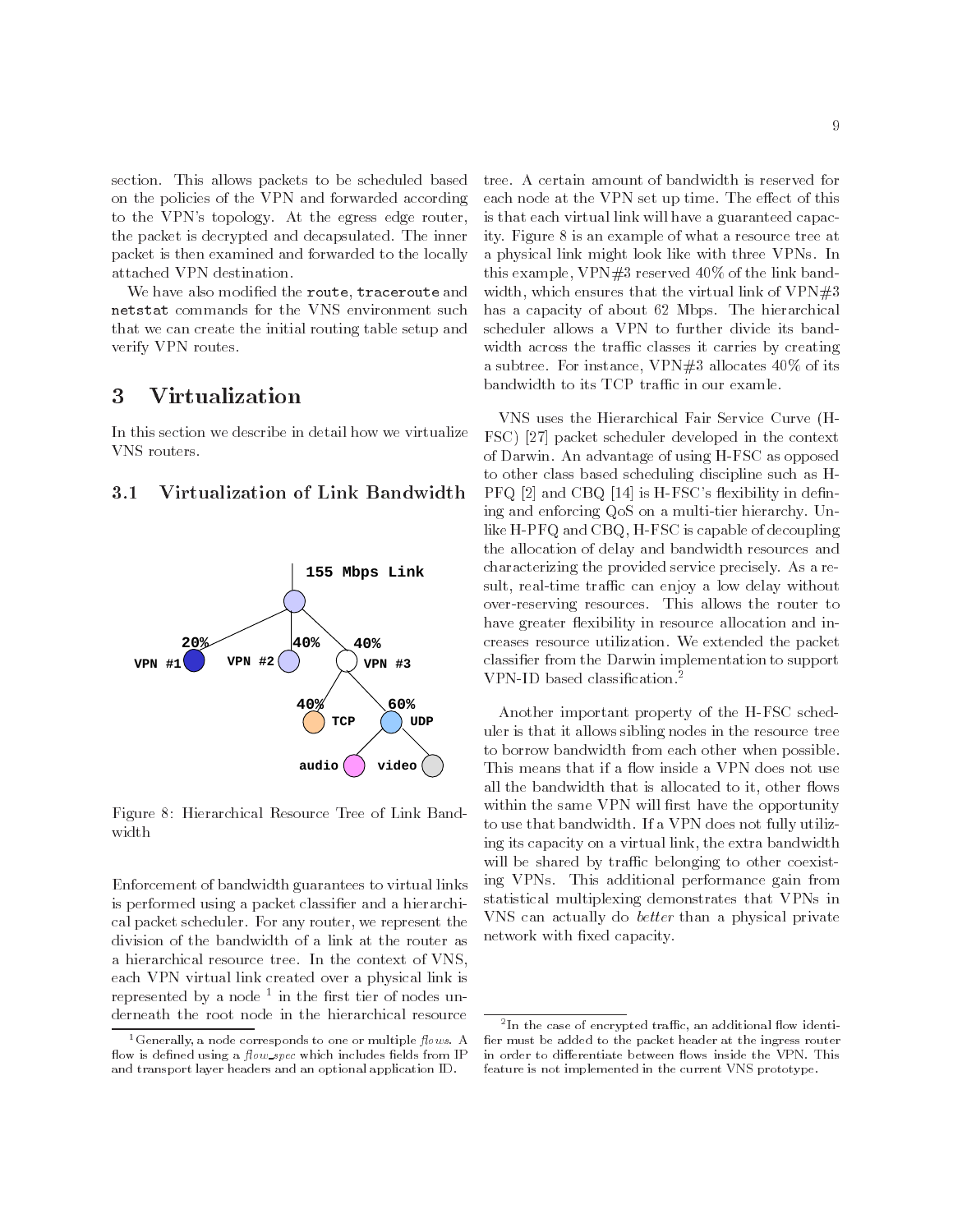section. This allows packets to be scheduled based on the policies of the VPN and forwarded according to the VPN's topology. At the egress edge router, the packet is decrypted and decapsulated. The inner packet is then examined and forwarded to the locally attached VPN destination.

We have also modified the `route`, `traceroute` and `netstat` commands for the VNS environment such that we can create the initial routing table setup and verify VPN routes.

# 3 Virtualization

In this section we describe in detail how we virtualize VNS routers.

## 3.1 Virtualization of Link Bandwidth

Figure 8: Hierarchical Resource Tree of Link Bandwidth

Enforcement of bandwidth guarantees to virtual links is performed using a packet classifier and a hierarchical packet scheduler. For any router, we represent the division of the bandwidth of a link at the router as a hierarchical resource tree. In the context of VNS, each VPN virtual link created over a physical link is represented by a node [1] in the first tier of nodes underneath the root node in the hierarchical resource tree. A certain amount of bandwidth is reserved for each node at the VPN set up time. The effect of this is that each virtual link will have a guaranteed capacity. Figure 8 is an example of what a resource tree at a physical link might look like with three VPNs. In this example, VPN#3 reserved 40% of the link bandwidth, which ensures that the virtual link of VPN#3 has a capacity of about 62 Mbps. The hierarchical scheduler allows a VPN to further divide its bandwidth across the traffic classes it carries by creating a subtree. For instance, VPN#3 allocates 40% of its bandwidth to its TCP traffic in our examle.

VNS uses the Hierarchical Fair Service Curve (H-FSC) [27] packet scheduler developed in the context of Darwin. An advantage of using H-FSC as opposed to other class based scheduling discipline such as H-PFQ [2] and CBQ [14] is H-FSC's flexibility in defining and enforcing QoS on a multi-tier hierarchy. Unlike H-PFQ and CBQ, H-FSC is capable of decoupling the allocation of delay and bandwidth resources and characterizing the provided service precisely. As a result, real-time traffic can enjoy a low delay without over-reserving resources. This allows the router to have greater flexibility in resource allocation and increases resource utilization. We extended the packet classifier from the Darwin implementation to support VPN-ID based classification.[2]

Another important property of the H-FSC scheduler is that it allows sibling nodes in the resource tree to borrow bandwidth from each other when possible. This means that if a flow inside a VPN does not use all the bandwidth that is allocated to it, other flows within the same VPN will first have the opportunity to use that bandwidth. If a VPN does not fully utilizing its capacity on a virtual link, the extra bandwidth will be shared by traffic belonging to other coexisting VPNs. This additional performance gain from statistical multiplexing demonstrates that VPNs in VNS can actually do *better* than a physical private network with fixed capacity.

[1] Generally, a node corresponds to one or multiple *flows*. A flow is defined using a *flow_spec* which includes fields from IP and transport layer headers and an optional application ID.

[2] In the case of encrypted traffic, an additional flow identifier must be added to the packet header at the ingress router in order to differentiate between flows inside the VPN. This feature is not implemented in the current VNS prototype.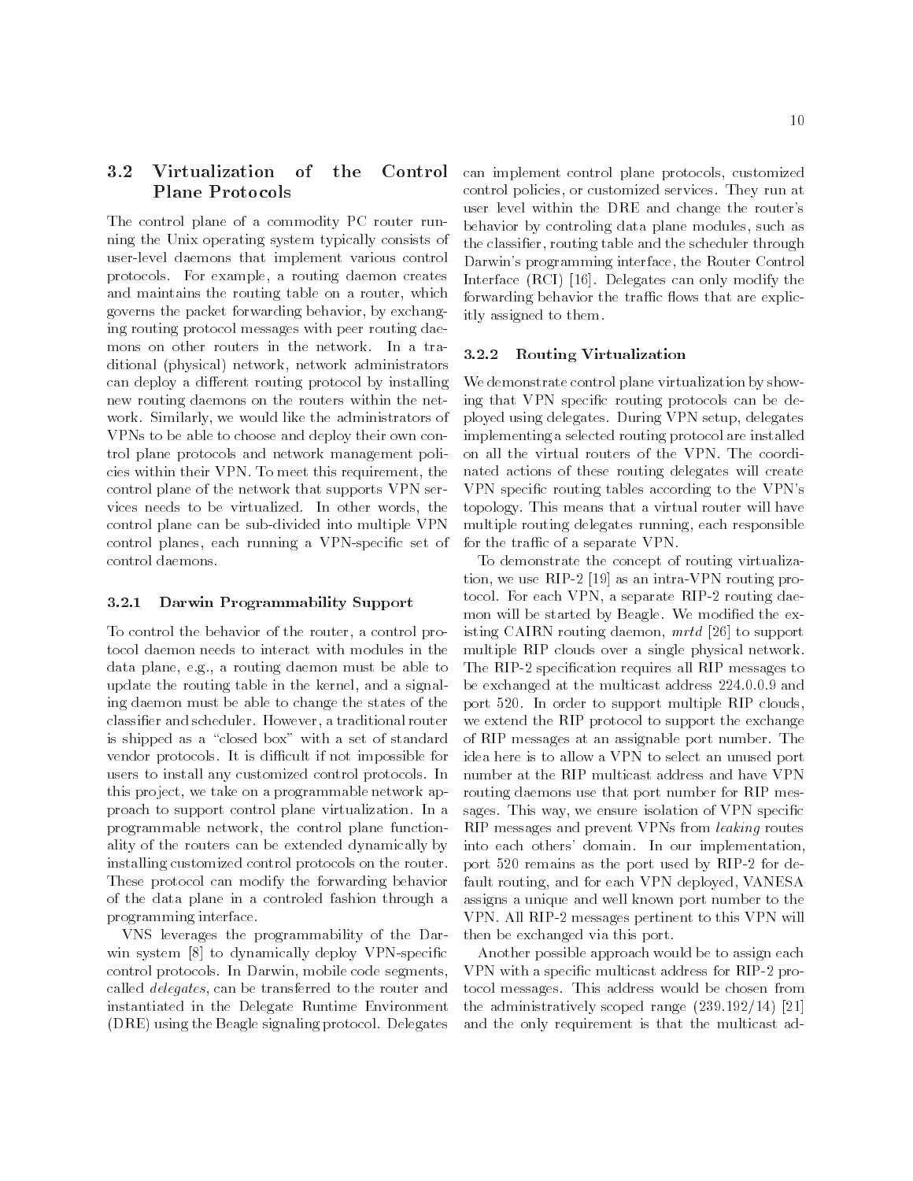## 3.2 Virtualization of the Control Plane Protocols

The control plane of a commodity PC router running the Unix operating system typically consists of user-level daemons that implement various control protocols. For example, a routing daemon creates and maintains the routing table on a router, which governs the packet forwarding behavior, by exchanging routing protocol messages with peer routing daemons on other routers in the network. In a traditional (physical) network, network administrators can deploy a different routing protocol by installing new routing daemons on the routers within the network. Similarly, we would like the administrators of VPNs to be able to choose and deploy their own control plane protocols and network management policies within their VPN. To meet this requirement, the control plane of the network that supports VPN services needs to be virtualized. In other words, the control plane can be sub-divided into multiple VPN control planes, each running a VPN-specific set of control daemons.

### 3.2.1 Darwin Programmability Support

To control the behavior of the router, a control protocol daemon needs to interact with modules in the data plane, e.g., a routing daemon must be able to update the routing table in the kernel, and a signaling daemon must be able to change the states of the classifier and scheduler. However, a traditional router is shipped as a "closed box" with a set of standard vendor protocols. It is difficult if not impossible for users to install any customized control protocols. In this project, we take on a programmable network approach to support control plane virtualization. In a programmable network, the control plane functionality of the routers can be extended dynamically by installing customized control protocols on the router. These protocol can modify the forwarding behavior of the data plane in a controled fashion through a programming interface.

VNS leverages the programmability of the Darwin system [8] to dynamically deploy VPN-specific control protocols. In Darwin, mobile code segments, called *delegates*, can be transferred to the router and instantiated in the Delegate Runtime Environment (DRE) using the Beagle signaling protocol. Delegates can implement control plane protocols, customized control policies, or customized services. They run at user level within the DRE and change the router's behavior by controling data plane modules, such as the classifier, routing table and the scheduler through Darwin's programming interface, the Router Control Interface (RCI) [16]. Delegates can only modify the forwarding behavior the traffic flows that are explicitly assigned to them.

### 3.2.2 Routing Virtualization

We demonstrate control plane virtualization by showing that VPN specific routing protocols can be deployed using delegates. During VPN setup, delegates implementing a selected routing protocol are installed on all the virtual routers of the VPN. The coordinated actions of these routing delegates will create VPN specific routing tables according to the VPN's topology. This means that a virtual router will have multiple routing delegates running, each responsible for the traffic of a separate VPN.

To demonstrate the concept of routing virtualization, we use RIP-2 [19] as an intra-VPN routing protocol. For each VPN, a separate RIP-2 routing daemon will be started by Beagle. We modified the existing CAIRN routing daemon, *mrtd* [26] to support multiple RIP clouds over a single physical network. The RIP-2 specification requires all RIP messages to be exchanged at the multicast address 224.0.0.9 and port 520. In order to support multiple RIP clouds, we extend the RIP protocol to support the exchange of RIP messages at an assignable port number. The idea here is to allow a VPN to select an unused port number at the RIP multicast address and have VPN routing daemons use that port number for RIP messages. This way, we ensure isolation of VPN specific RIP messages and prevent VPNs from *leaking* routes into each others' domain. In our implementation, port 520 remains as the port used by RIP-2 for default routing, and for each VPN deployed, VANESA assigns a unique and well known port number to the VPN. All RIP-2 messages pertinent to this VPN will then be exchanged via this port.

Another possible approach would be to assign each VPN with a specific multicast address for RIP-2 protocol messages. This address would be chosen from the administratively scoped range (239.192/14) [21] and the only requirement is that the multicast ad-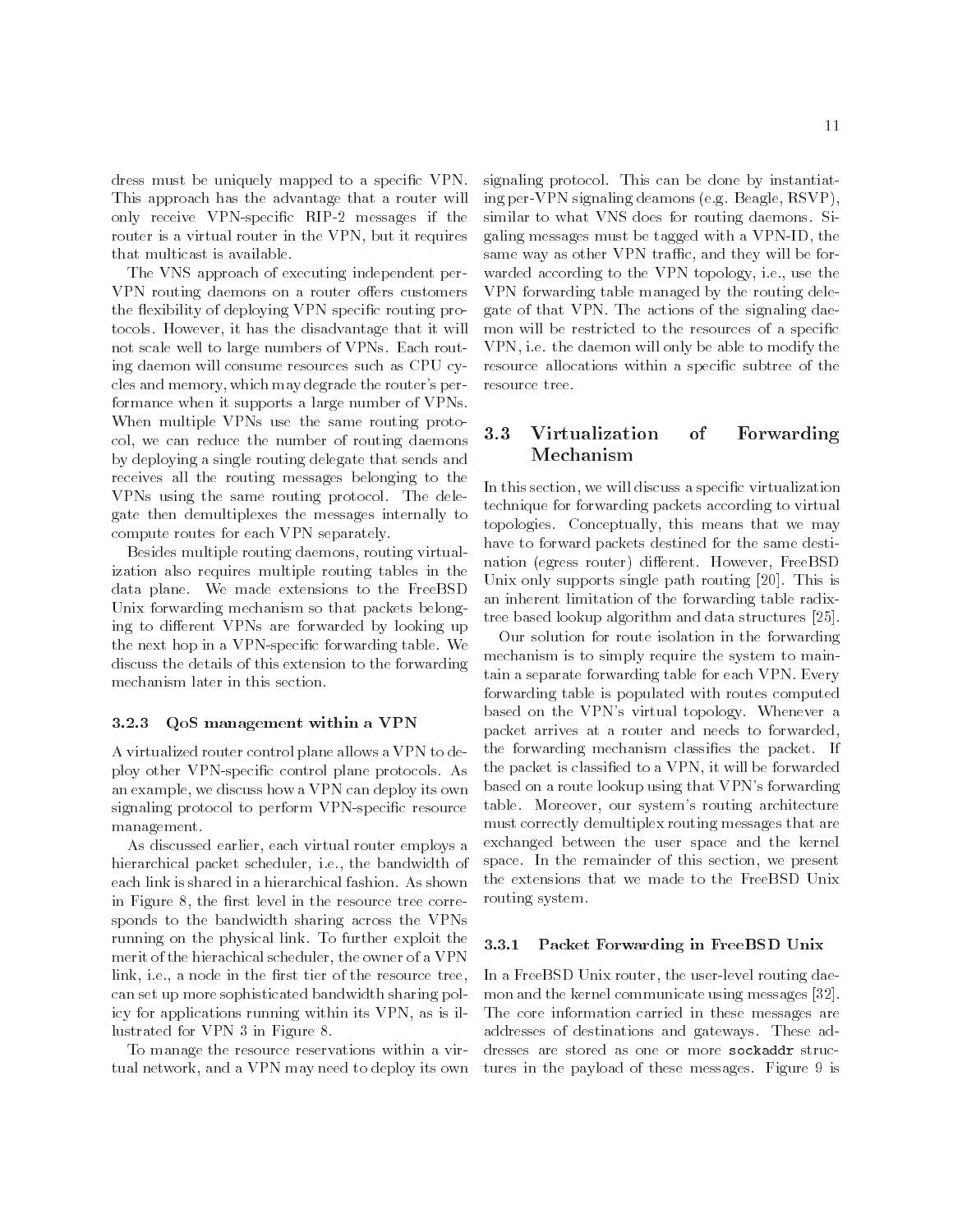dress must be uniquely mapped to a specific VPN. This approach has the advantage that a router will only receive VPN-specific RIP-2 messages if the router is a virtual router in the VPN, but it requires that multicast is available.

The VNS approach of executing independent per-VPN routing daemons on a router offers customers the flexibility of deploying VPN specific routing protocols. However, it has the disadvantage that it will not scale well to large numbers of VPNs. Each routing daemon will consume resources such as CPU cycles and memory, which may degrade the router's performance when it supports a large number of VPNs. When multiple VPNs use the same routing protocol, we can reduce the number of routing daemons by deploying a single routing delegate that sends and receives all the routing messages belonging to the VPNs using the same routing protocol. The delegate then demultiplexes the messages internally to compute routes for each VPN separately.

Besides multiple routing daemons, routing virtualization also requires multiple routing tables in the data plane. We made extensions to the FreeBSD Unix forwarding mechanism so that packets belonging to different VPNs are forwarded by looking up the next hop in a VPN-specific forwarding table. We discuss the details of this extension to the forwarding mechanism later in this section.

### 3.2.3 QoS management within a VPN

A virtualized router control plane allows a VPN to deploy other VPN-specific control plane protocols. As an example, we discuss how a VPN can deploy its own signaling protocol to perform VPN-specific resource management.

As discussed earlier, each virtual router employs a hierarchical packet scheduler, i.e., the bandwidth of each link is shared in a hierarchical fashion. As shown in Figure 8, the first level in the resource tree corresponds to the bandwidth sharing across the VPNs running on the physical link. To further exploit the merit of the hierachical scheduler, the owner of a VPN link, i.e., a node in the first tier of the resource tree, can set up more sophisticated bandwidth sharing policy for applications running within its VPN, as is illustrated for VPN 3 in Figure 8.

To manage the resource reservations within a virtual network, and a VPN may need to deploy its own signaling protocol. This can be done by instantiating per-VPN signaling deamons (e.g. Beagle, RSVP), similar to what VNS does for routing daemons. Sigaling messages must be tagged with a VPN-ID, the same way as other VPN traffic, and they will be forwarded according to the VPN topology, i.e., use the VPN forwarding table managed by the routing delegate of that VPN. The actions of the signaling daemon will be restricted to the resources of a specific VPN, i.e. the daemon will only be able to modify the resource allocations within a specific subtree of the resource tree.

## 3.3 Virtualization of Forwarding Mechanism

In this section, we will discuss a specific virtualization technique for forwarding packets according to virtual topologies. Conceptually, this means that we may have to forward packets destined for the same destination (egress router) different. However, FreeBSD Unix only supports single path routing [20]. This is an inherent limitation of the forwarding table radix-tree based lookup algorithm and data structures [25].

Our solution for route isolation in the forwarding mechanism is to simply require the system to maintain a separate forwarding table for each VPN. Every forwarding table is populated with routes computed based on the VPN's virtual topology. Whenever a packet arrives at a router and needs to forwarded, the forwarding mechanism classifies the packet. If the packet is classified to a VPN, it will be forwarded based on a route lookup using that VPN's forwarding table. Moreover, our system's routing architecture must correctly demultiplex routing messages that are exchanged between the user space and the kernel space. In the remainder of this section, we present the extensions that we made to the FreeBSD Unix routing system.

### 3.3.1 Packet Forwarding in FreeBSD Unix

In a FreeBSD Unix router, the user-level routing daemon and the kernel communicate using messages [32]. The core information carried in these messages are addresses of destinations and gateways. These addresses are stored as one or more `sockaddr` structures in the payload of these messages. Figure 9 is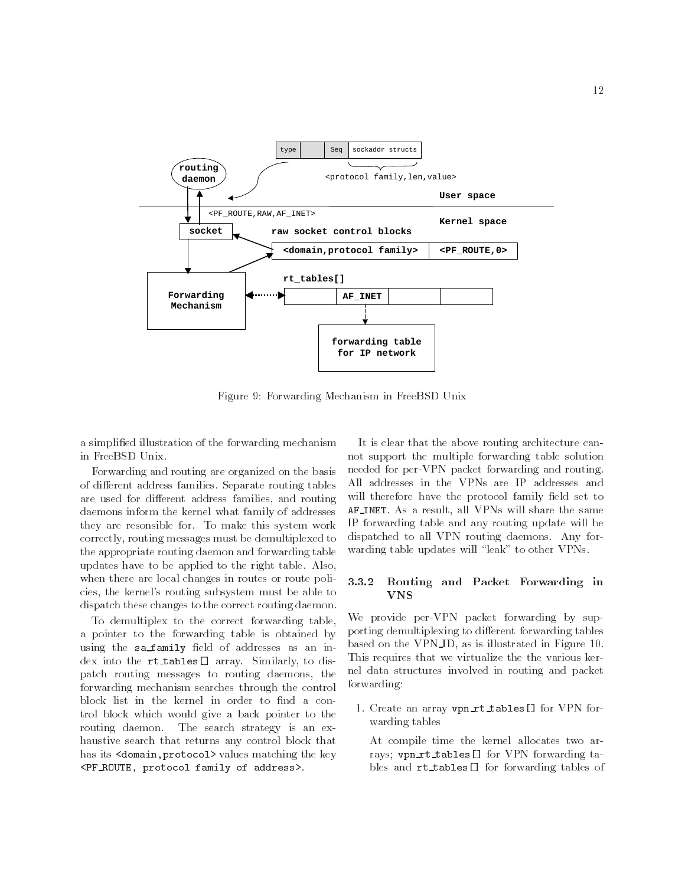Figure 9: Forwarding Mechanism in FreeBSD Unix

a simplified illustration of the forwarding mechanism in FreeBSD Unix.

Forwarding and routing are organized on the basis of different address families. Separate routing tables are used for different address families, and routing daemons inform the kernel what family of addresses they are resonsible for. To make this system work correctly, routing messages must be demultiplexed to the appropriate routing daemon and forwarding table updates have to be applied to the right table. Also, when there are local changes in routes or route policies, the kernel's routing subsystem must be able to dispatch these changes to the correct routing daemon.

To demultiplex to the correct forwarding table, a pointer to the forwarding table is obtained by using the `sa_family` field of addresses as an index into the `rt_tables[]` array. Similarly, to dispatch routing messages to routing daemons, the forwarding mechanism searches through the control block list in the kernel in order to find a control block which would give a back pointer to the routing daemon. The search strategy is an exhaustive search that returns any control block that has its `<domain,protocol>` values matching the key `<PF_ROUTE, protocol family of address>`.

It is clear that the above routing architecture cannot support the multiple forwarding table solution needed for per-VPN packet forwarding and routing. All addresses in the VPNs are IP addresses and will therefore have the protocol family field set to `AF_INET`. As a result, all VPNs will share the same IP forwarding table and any routing update will be dispatched to all VPN routing daemons. Any forwarding table updates will "leak" to other VPNs.

### 3.3.2 Routing and Packet Forwarding in VNS

We provide per-VPN packet forwarding by supporting demultiplexing to different forwarding tables based on the VPN_ID, as is illustrated in Figure 10. This requires that we virtualize the the various kernel data structures involved in routing and packet forwarding:

1. Create an array `vpn_rt_tables[]` for VPN forwarding tables

   At compile time the kernel allocates two arrays; `vpn_rt_tables[]` for VPN forwarding tables and `rt_tables[]` for forwarding tables of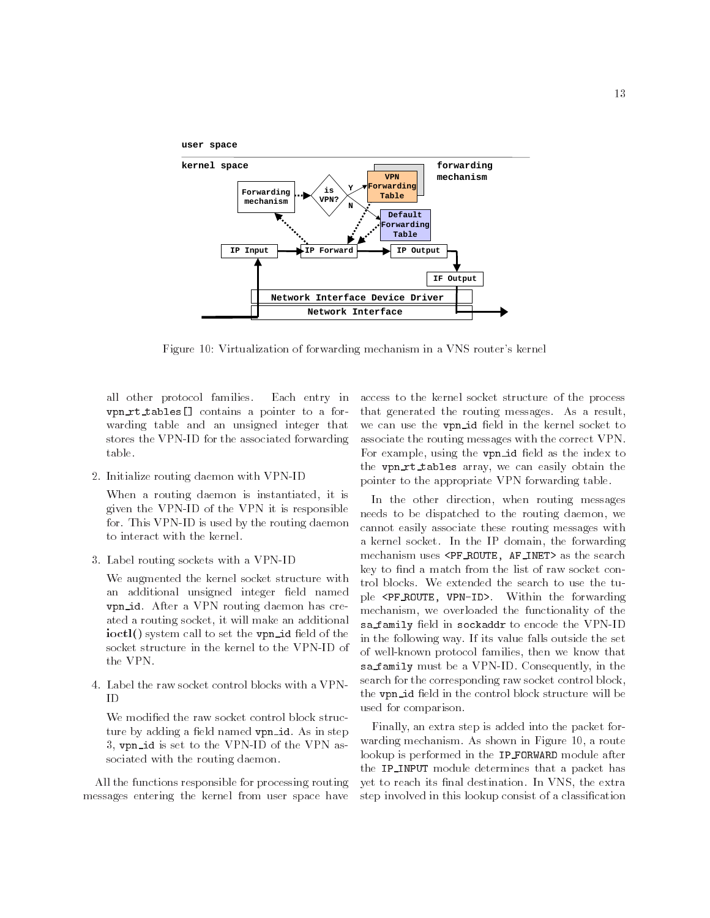Figure 10: Virtualization of forwarding mechanism in a VNS router's kernel

all other protocol families. Each entry in `vpn_rt_tables[]` contains a pointer to a forwarding table and an unsigned integer that stores the VPN-ID for the associated forwarding table.

2. Initialize routing daemon with VPN-ID

   When a routing daemon is instantiated, it is given the VPN-ID of the VPN it is responsible for. This VPN-ID is used by the routing daemon to interact with the kernel.

3. Label routing sockets with a VPN-ID

   We augmented the kernel socket structure with an additional unsigned integer field named `vpn_id`. After a VPN routing daemon has created a routing socket, it will make an additional **ioctl()** system call to set the `vpn_id` field of the socket structure in the kernel to the VPN-ID of the VPN.

4. Label the raw socket control blocks with a VPN-ID

   We modified the raw socket control block structure by adding a field named `vpn_id`. As in step 3, `vpn_id` is set to the VPN-ID of the VPN associated with the routing daemon.

All the functions responsible for processing routing messages entering the kernel from user space have access to the kernel socket structure of the process that generated the routing messages. As a result, we can use the `vpn_id` field in the kernel socket to associate the routing messages with the correct VPN. For example, using the `vpn_id` field as the index to the `vpn_rt_tables` array, we can easily obtain the pointer to the appropriate VPN forwarding table.

In the other direction, when routing messages needs to be dispatched to the routing daemon, we cannot easily associate these routing messages with a kernel socket. In the IP domain, the forwarding mechanism uses `<PF_ROUTE, AF_INET>` as the search key to find a match from the list of raw socket control blocks. We extended the search to use the tuple `<PF_ROUTE, VPN-ID>`. Within the forwarding mechanism, we overloaded the functionality of the `sa_family` field in `sockaddr` to encode the VPN-ID in the following way. If its value falls outside the set of well-known protocol families, then we know that `sa_family` must be a VPN-ID. Consequently, in the search for the corresponding raw socket control block, the `vpn_id` field in the control block structure will be used for comparison.

Finally, an extra step is added into the packet forwarding mechanism. As shown in Figure 10, a route lookup is performed in the `IP_FORWARD` module after the `IP_INPUT` module determines that a packet has yet to reach its final destination. In VNS, the extra step involved in this lookup consist of a classification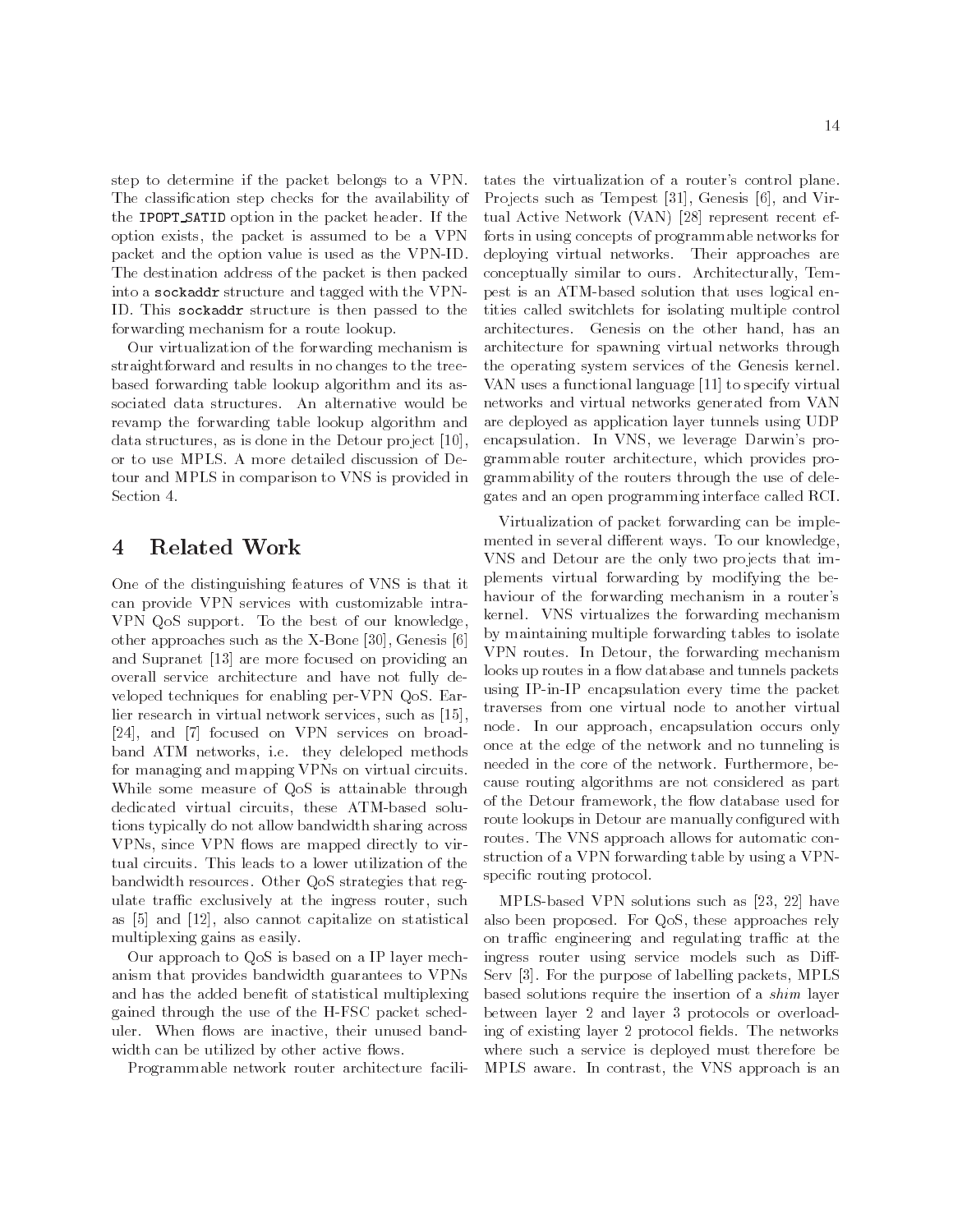step to determine if the packet belongs to a VPN. The classification step checks for the availability of the `IPOPT_SATID` option in the packet header. If the option exists, the packet is assumed to be a VPN packet and the option value is used as the VPN-ID. The destination address of the packet is then packed into a `sockaddr` structure and tagged with the VPN-ID. This `sockaddr` structure is then passed to the forwarding mechanism for a route lookup.

Our virtualization of the forwarding mechanism is straightforward and results in no changes to the tree-based forwarding table lookup algorithm and its associated data structures. An alternative would be revamp the forwarding table lookup algorithm and data structures, as is done in the Detour project [10], or to use MPLS. A more detailed discussion of Detour and MPLS in comparison to VNS is provided in Section 4.

# 4 Related Work

One of the distinguishing features of VNS is that it can provide VPN services with customizable intra-VPN QoS support. To the best of our knowledge, other approaches such as the X-Bone [30], Genesis [6] and Supranet [13] are more focused on providing an overall service architecture and have not fully developed techniques for enabling per-VPN QoS. Earlier research in virtual network services, such as [15], [24], and [7] focused on VPN services on broadband ATM networks, i.e. they deleloped methods for managing and mapping VPNs on virtual circuits. While some measure of QoS is attainable through dedicated virtual circuits, these ATM-based solutions typically do not allow bandwidth sharing across VPNs, since VPN flows are mapped directly to virtual circuits. This leads to a lower utilization of the bandwidth resources. Other QoS strategies that regulate traffic exclusively at the ingress router, such as [5] and [12], also cannot capitalize on statistical multiplexing gains as easily.

Our approach to QoS is based on a IP layer mechanism that provides bandwidth guarantees to VPNs and has the added benefit of statistical multiplexing gained through the use of the H-FSC packet scheduler. When flows are inactive, their unused bandwidth can be utilized by other active flows.

Programmable network router architecture facilitates the virtualization of a router's control plane. Projects such as Tempest [31], Genesis [6], and Virtual Active Network (VAN) [28] represent recent efforts in using concepts of programmable networks for deploying virtual networks. Their approaches are conceptually similar to ours. Architecturally, Tempest is an ATM-based solution that uses logical entities called switchlets for isolating multiple control architectures. Genesis on the other hand, has an architecture for spawning virtual networks through the operating system services of the Genesis kernel. VAN uses a functional language [11] to specify virtual networks and virtual networks generated from VAN are deployed as application layer tunnels using UDP encapsulation. In VNS, we leverage Darwin's programmable router architecture, which provides programmability of the routers through the use of delegates and an open programming interface called RCI.

Virtualization of packet forwarding can be implemented in several different ways. To our knowledge, VNS and Detour are the only two projects that implements virtual forwarding by modifying the behaviour of the forwarding mechanism in a router's kernel. VNS virtualizes the forwarding mechanism by maintaining multiple forwarding tables to isolate VPN routes. In Detour, the forwarding mechanism looks up routes in a flow database and tunnels packets using IP-in-IP encapsulation every time the packet traverses from one virtual node to another virtual node. In our approach, encapsulation occurs only once at the edge of the network and no tunneling is needed in the core of the network. Furthermore, because routing algorithms are not considered as part of the Detour framework, the flow database used for route lookups in Detour are manually configured with routes. The VNS approach allows for automatic construction of a VPN forwarding table by using a VPN-specific routing protocol.

MPLS-based VPN solutions such as [23, 22] have also been proposed. For QoS, these approaches rely on traffic engineering and regulating traffic at the ingress router using service models such as Diff-Serv [3]. For the purpose of labelling packets, MPLS based solutions require the insertion of a *shim* layer between layer 2 and layer 3 protocols or overloading of existing layer 2 protocol fields. The networks where such a service is deployed must therefore be MPLS aware. In contrast, the VNS approach is an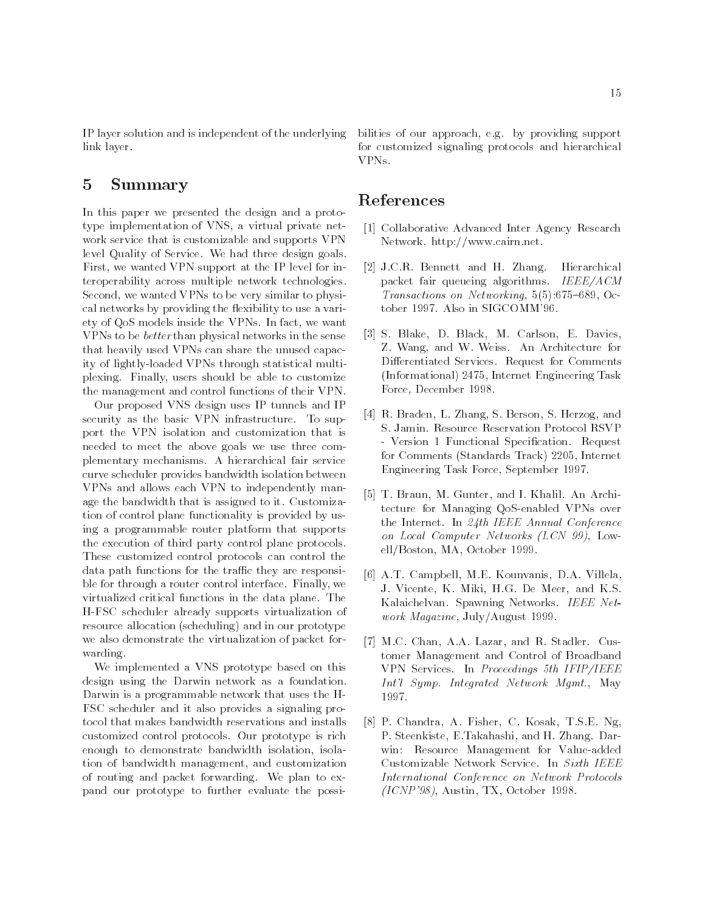IP layer solution and is independent of the underlying link layer.

## 5 Summary

In this paper we presented the design and a prototype implementation of VNS, a virtual private network service that is customizable and supports VPN level Quality of Service. We had three design goals. First, we wanted VPN support at the IP level for interoperability across multiple network technologies. Second, we wanted VPNs to be very similar to physical networks by providing the flexibility to use a variety of QoS models inside the VPNs. In fact, we want VPNs to be *better* than physical networks in the sense that heavily used VPNs can share the unused capacity of lightly-loaded VPNs through statistical multiplexing. Finally, users should be able to customize the management and control functions of their VPN.

Our proposed VNS design uses IP tunnels and IP security as the basic VPN infrastructure. To support the VPN isolation and customization that is needed to meet the above goals we use three complementary mechanisms. A hierarchical fair service curve scheduler provides bandwidth isolation between VPNs and allows each VPN to independently manage the bandwidth that is assigned to it. Customization of control plane functionality is provided by using a programmable router platform that supports the execution of third party control plane protocols. These customized control protocols can control the data path functions for the traffic they are responsible for through a router control interface. Finally, we virtualized critical functions in the data plane. The H-FSC scheduler already supports virtualization of resource allocation (scheduling) and in our prototype we also demonstrate the virtualization of packet forwarding.

We implemented a VNS prototype based on this design using the Darwin network as a foundation. Darwin is a programmable network that uses the H-FSC scheduler and it also provides a signaling protocol that makes bandwidth reservations and installs customized control protocols. Our prototype is rich enough to demonstrate bandwidth isolation, isolation of bandwidth management, and customization of routing and packet forwarding. We plan to expand our prototype to further evaluate the possibilities of our approach, e.g. by providing support for customized signaling protocols and hierarchical VPNs.

## References

[1] Collaborative Advanced Inter Agency Research Network. http://www.cairn.net.

[2] J.C.R. Bennett and H. Zhang. Hierarchical packet fair queueing algorithms. *IEEE/ACM Transactions on Networking*, 5(5):675–689, October 1997. Also in SIGCOMM'96.

[3] S. Blake, D. Black, M. Carlson, E. Davies, Z. Wang, and W. Weiss. An Architecture for Differentiated Services. Request for Comments (Informational) 2475, Internet Engineering Task Force, December 1998.

[4] R. Braden, L. Zhang, S. Berson, S. Herzog, and S. Jamin. Resource Reservation Protocol RSVP - Version 1 Functional Specification. Request for Comments (Standards Track) 2205, Internet Engineering Task Force, September 1997.

[5] T. Braun, M. Gunter, and I. Khalil. An Architecture for Managing QoS-enabled VPNs over the Internet. In *24th IEEE Annual Conference on Local Computer Networks (LCN 99)*, Lowell/Boston, MA, October 1999.

[6] A.T. Campbell, M.E. Kounvanis, D.A. Villela, J. Vicente, K. Miki, H.G. De Meer, and K.S. Kalaichelvan. Spawning Networks. *IEEE Network Magazine*, July/August 1999.

[7] M.C. Chan, A.A. Lazar, and R. Stadler. Customer Management and Control of Broadband VPN Services. In *Proceedings 5th IFIP/IEEE Int'l Symp. Integrated Network Mgmt.*, May 1997.

[8] P. Chandra, A. Fisher, C. Kosak, T.S.E. Ng, P. Steenkiste, E.Takahashi, and H. Zhang. Darwin: Resource Management for Value-added Customizable Network Service. In *Sixth IEEE International Conference on Network Protocols (ICNP'98)*, Austin, TX, October 1998.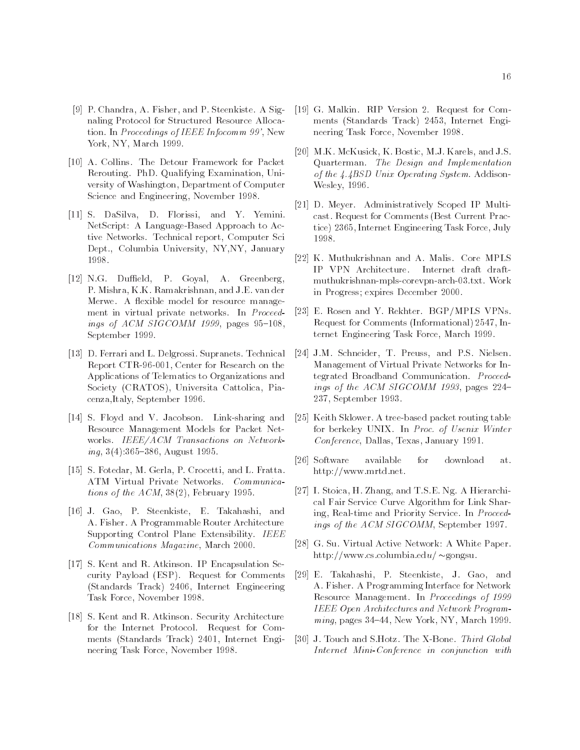[9] P. Chandra, A. Fisher, and P. Steenkiste. A Signaling Protocol for Structured Resource Allocation. In *Proceedings of IEEE Infocomm 99'*, New York, NY, March 1999.

[10] A. Collins. The Detour Framework for Packet Rerouting. PhD. Qualifying Examination, University of Washington, Department of Computer Science and Engineering, November 1998.

[11] S. DaSilva, D. Florissi, and Y. Yemini. NetScript: A Language-Based Approach to Active Networks. Technical report, Computer Sci Dept., Columbia University, NY,NY, January 1998.

[12] N.G. Duffield, P. Goyal, A. Greenberg, P. Mishra, K.K. Ramakrishnan, and J.E. van der Merwe. A flexible model for resource management in virtual private networks. In *Proceedings of ACM SIGCOMM 1999*, pages 95–108, September 1999.

[13] D. Ferrari and L. Delgrossi. Supranets. Technical Report CTR-96-001, Center for Research on the Applications of Telematics to Organizations and Society (CRATOS), Universita Cattolica, Piacenza,Italy, September 1996.

[14] S. Floyd and V. Jacobson. Link-sharing and Resource Management Models for Packet Networks. *IEEE/ACM Transactions on Networking*, 3(4):365–386, August 1995.

[15] S. Fotedar, M. Gerla, P. Crocetti, and L. Fratta. ATM Virtual Private Networks. *Communications of the ACM*, 38(2), February 1995.

[16] J. Gao, P. Steenkiste, E. Takahashi, and A. Fisher. A Programmable Router Architecture Supporting Control Plane Extensibility. *IEEE Communications Magazine*, March 2000.

[17] S. Kent and R. Atkinson. IP Encapsulation Security Payload (ESP). Request for Comments (Standards Track) 2406, Internet Engineering Task Force, November 1998.

[18] S. Kent and R. Atkinson. Security Architecture for the Internet Protocol. Request for Comments (Standards Track) 2401, Internet Engineering Task Force, November 1998.

[19] G. Malkin. RIP Version 2. Request for Comments (Standards Track) 2453, Internet Engineering Task Force, November 1998.

[20] M.K. McKusick, K. Bostic, M.J. Karels, and J.S. Quarterman. *The Design and Implementation of the 4.4BSD Unix Operating System*. Addison-Wesley, 1996.

[21] D. Meyer. Administratively Scoped IP Multicast. Request for Comments (Best Current Practice) 2365, Internet Engineering Task Force, July 1998.

[22] K. Muthukrishnan and A. Malis. Core MPLS IP VPN Architecture. Internet draft draft-muthukrishnan-mpls-corevpn-arch-03.txt. Work in Progress; expires December 2000.

[23] E. Rosen and Y. Rekhter. BGP/MPLS VPNs. Request for Comments (Informational) 2547, Internet Engineering Task Force, March 1999.

[24] J.M. Schneider, T. Preuss, and P.S. Nielsen. Management of Virtual Private Networks for Integrated Broadband Communication. *Proceedings of the ACM SIGCOMM 1993*, pages 224–237, September 1993.

[25] Keith Sklower. A tree-based packet routing table for berkeley UNIX. In *Proc. of Usenix Winter Conference*, Dallas, Texas, January 1991.

[26] Software available for download at. http://www.mrtd.net.

[27] I. Stoica, H. Zhang, and T.S.E. Ng. A Hierarchical Fair Service Curve Algorithm for Link Sharing, Real-time and Priority Service. In *Proceedings of the ACM SIGCOMM*, September 1997.

[28] G. Su. Virtual Active Network: A White Paper. http://www.cs.columbia.edu/~gongsu.

[29] E. Takahashi, P. Steenkiste, J. Gao, and A. Fisher. A Programming Interface for Network Resource Management. In *Proceedings of 1999 IEEE Open Architectures and Network Programming*, pages 34–44, New York, NY, March 1999.

[30] J. Touch and S.Hotz. The X-Bone. *Third Global Internet Mini-Conference in conjunction with*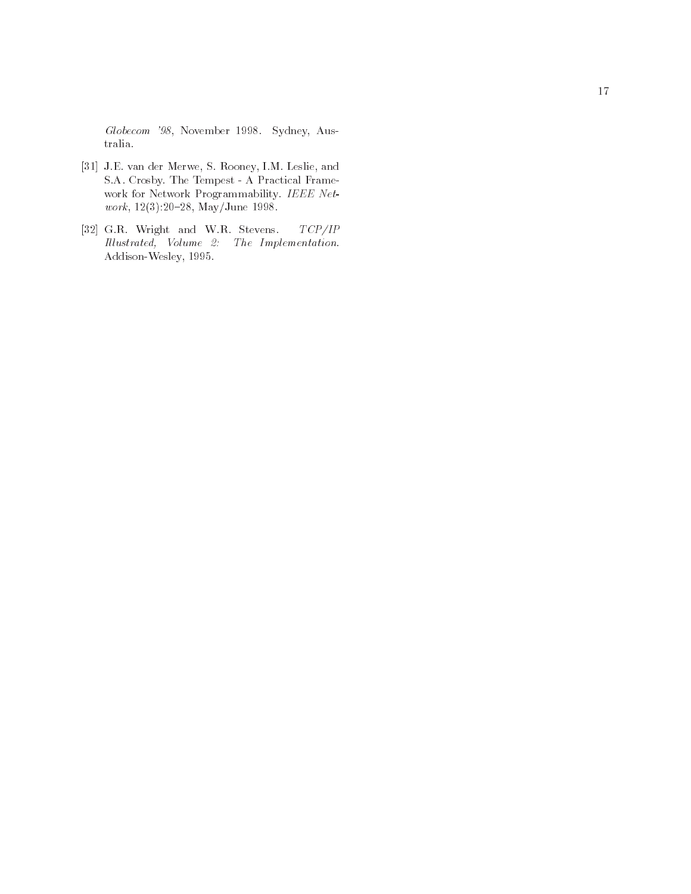*Globecom '98*, November 1998. Sydney, Australia.

[31] J.E. van der Merwe, S. Rooney, I.M. Leslie, and S.A. Crosby. The Tempest - A Practical Framework for Network Programmability. *IEEE Network*, 12(3):20–28, May/June 1998.

[32] G.R. Wright and W.R. Stevens. *TCP/IP Illustrated, Volume 2: The Implementation*. Addison-Wesley, 1995.